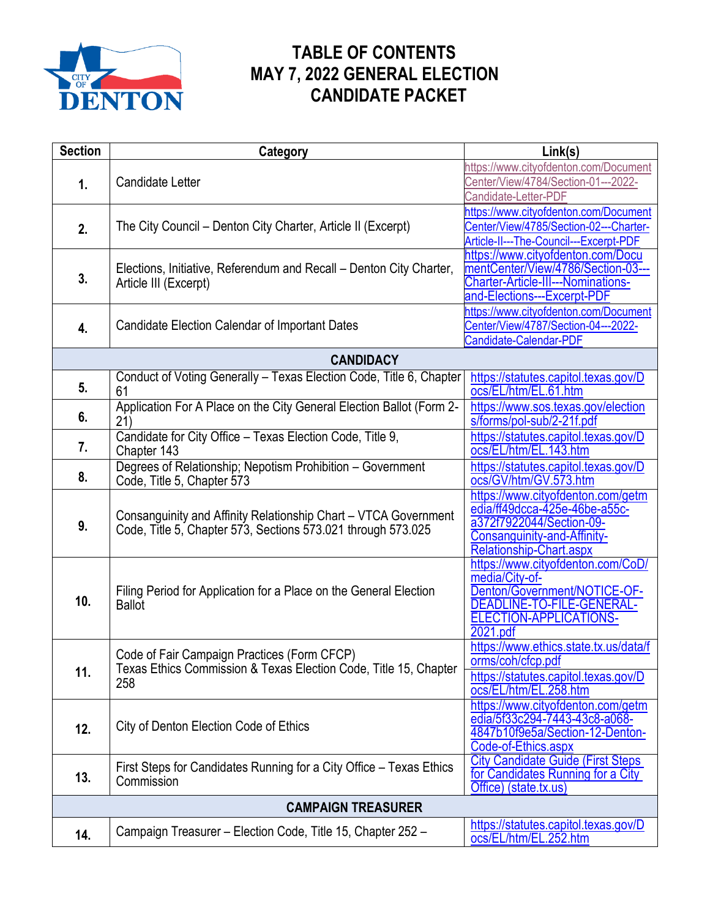# TABLE OF CONTENTS
# MAY 7, 2022 GENERAL ELECTION
# CANDIDATE PACKET

| Section | Category | Link(s) |
|---|---|---|
| 1. | Candidate Letter | https://www.cityofdenton.com/DocumentCenter/View/4784/Section-01---2022-Candidate-Letter-PDF |
| 2. | The City Council – Denton City Charter, Article II (Excerpt) | https://www.cityofdenton.com/DocumentCenter/View/4785/Section-02---Charter-Article-II---The-Council---Excerpt-PDF |
| 3. | Elections, Initiative, Referendum and Recall – Denton City Charter, Article III (Excerpt) | https://www.cityofdenton.com/DocumentCenter/View/4786/Section-03---Charter-Article-III---Nominations-and-Elections---Excerpt-PDF |
| 4. | Candidate Election Calendar of Important Dates | https://www.cityofdenton.com/DocumentCenter/View/4787/Section-04---2022-Candidate-Calendar-PDF |
| | **CANDIDACY** | |
| 5. | Conduct of Voting Generally – Texas Election Code, Title 6, Chapter 61 | https://statutes.capitol.texas.gov/Docs/EL/htm/EL.61.htm |
| 6. | Application For A Place on the City General Election Ballot (Form 2-21) | https://www.sos.texas.gov/elections/forms/pol-sub/2-21f.pdf |
| 7. | Candidate for City Office – Texas Election Code, Title 9, Chapter 143 | https://statutes.capitol.texas.gov/Docs/EL/htm/EL.143.htm |
| 8. | Degrees of Relationship; Nepotism Prohibition – Government Code, Title 5, Chapter 573 | https://statutes.capitol.texas.gov/Docs/GV/htm/GV.573.htm |
| 9. | Consanguinity and Affinity Relationship Chart – VTCA Government Code, Title 5, Chapter 573, Sections 573.021 through 573.025 | https://www.cityofdenton.com/getmedia/ff49dcca-425e-46be-a55c-a372f7922044/Section-09-Consanguinity-and-Affinity-Relationship-Chart.aspx |
| 10. | Filing Period for Application for a Place on the General Election Ballot | https://www.cityofdenton.com/CoD/media/City-of-Denton/Government/NOTICE-OF-DEADLINE-TO-FILE-GENERAL-ELECTION-APPLICATIONS-2021.pdf |
| 11. | Code of Fair Campaign Practices (Form CFCP)<br>Texas Ethics Commission & Texas Election Code, Title 15, Chapter 258 | https://www.ethics.state.tx.us/data/forms/coh/cfcp.pdf<br>https://statutes.capitol.texas.gov/Docs/EL/htm/EL.258.htm |
| 12. | City of Denton Election Code of Ethics | https://www.cityofdenton.com/getmedia/5f33c294-7443-43c8-a068-4847b10f9e5a/Section-12-Denton-Code-of-Ethics.aspx |
| 13. | First Steps for Candidates Running for a City Office – Texas Ethics Commission | City Candidate Guide (First Steps for Candidates Running for a City Office) (state.tx.us) |
| | **CAMPAIGN TREASURER** | |
| 14. | Campaign Treasurer – Election Code, Title 15, Chapter 252 – | https://statutes.capitol.texas.gov/Docs/EL/htm/EL.252.htm |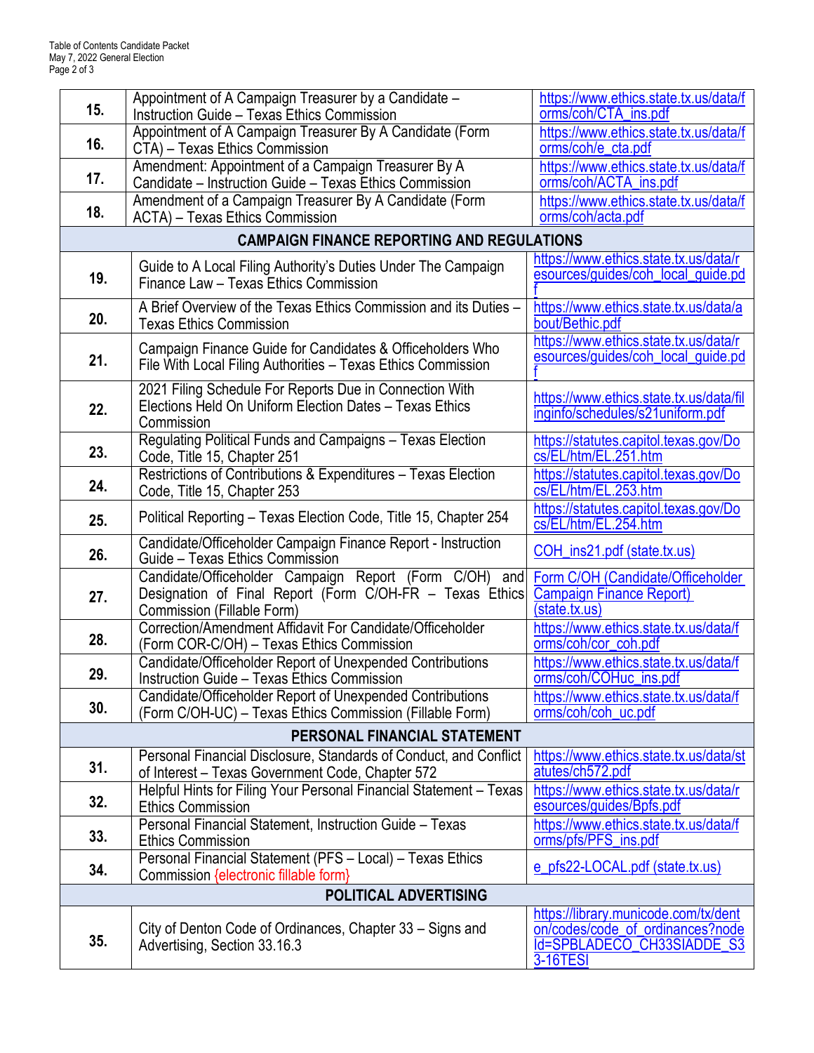| | | |
|---|---|---|
| **15.** | Appointment of A Campaign Treasurer by a Candidate – Instruction Guide – Texas Ethics Commission | https://www.ethics.state.tx.us/data/forms/coh/CTA_ins.pdf |
| **16.** | Appointment of A Campaign Treasurer By A Candidate (Form CTA) – Texas Ethics Commission | https://www.ethics.state.tx.us/data/forms/coh/e_cta.pdf |
| **17.** | Amendment: Appointment of a Campaign Treasurer By A Candidate – Instruction Guide – Texas Ethics Commission | https://www.ethics.state.tx.us/data/forms/coh/ACTA_ins.pdf |
| **18.** | Amendment of a Campaign Treasurer By A Candidate (Form ACTA) – Texas Ethics Commission | https://www.ethics.state.tx.us/data/forms/coh/acta.pdf |
| | **CAMPAIGN FINANCE REPORTING AND REGULATIONS** | |
| **19.** | Guide to A Local Filing Authority's Duties Under The Campaign Finance Law – Texas Ethics Commission | https://www.ethics.state.tx.us/data/resources/guides/coh_local_guide.pdf |
| **20.** | A Brief Overview of the Texas Ethics Commission and its Duties – Texas Ethics Commission | https://www.ethics.state.tx.us/data/about/Bethic.pdf |
| **21.** | Campaign Finance Guide for Candidates & Officeholders Who File With Local Filing Authorities – Texas Ethics Commission | https://www.ethics.state.tx.us/data/resources/guides/coh_local_guide.pdf |
| **22.** | 2021 Filing Schedule For Reports Due in Connection With Elections Held On Uniform Election Dates – Texas Ethics Commission | https://www.ethics.state.tx.us/data/filinginfo/schedules/s21uniform.pdf |
| **23.** | Regulating Political Funds and Campaigns – Texas Election Code, Title 15, Chapter 251 | https://statutes.capitol.texas.gov/Docs/EL/htm/EL.251.htm |
| **24.** | Restrictions of Contributions & Expenditures – Texas Election Code, Title 15, Chapter 253 | https://statutes.capitol.texas.gov/Docs/EL/htm/EL.253.htm |
| **25.** | Political Reporting – Texas Election Code, Title 15, Chapter 254 | https://statutes.capitol.texas.gov/Docs/EL/htm/EL.254.htm |
| **26.** | Candidate/Officeholder Campaign Finance Report - Instruction Guide – Texas Ethics Commission | COH_ins21.pdf (state.tx.us) |
| **27.** | Candidate/Officeholder Campaign Report (Form C/OH) and Designation of Final Report (Form C/OH-FR – Texas Ethics Commission (Fillable Form) | Form C/OH (Candidate/Officeholder Campaign Finance Report) (state.tx.us) |
| **28.** | Correction/Amendment Affidavit For Candidate/Officeholder (Form COR-C/OH) – Texas Ethics Commission | https://www.ethics.state.tx.us/data/forms/coh/cor_coh.pdf |
| **29.** | Candidate/Officeholder Report of Unexpended Contributions Instruction Guide – Texas Ethics Commission | https://www.ethics.state.tx.us/data/forms/coh/COHuc_ins.pdf |
| **30.** | Candidate/Officeholder Report of Unexpended Contributions (Form C/OH-UC) – Texas Ethics Commission (Fillable Form) | https://www.ethics.state.tx.us/data/forms/coh/coh_uc.pdf |
| | **PERSONAL FINANCIAL STATEMENT** | |
| **31.** | Personal Financial Disclosure, Standards of Conduct, and Conflict of Interest – Texas Government Code, Chapter 572 | https://www.ethics.state.tx.us/data/statutes/ch572.pdf |
| **32.** | Helpful Hints for Filing Your Personal Financial Statement – Texas Ethics Commission | https://www.ethics.state.tx.us/data/resources/guides/Bpfs.pdf |
| **33.** | Personal Financial Statement, Instruction Guide – Texas Ethics Commission | https://www.ethics.state.tx.us/data/forms/pfs/PFS_ins.pdf |
| **34.** | Personal Financial Statement (PFS – Local) – Texas Ethics Commission {electronic fillable form} | e_pfs22-LOCAL.pdf (state.tx.us) |
| | **POLITICAL ADVERTISING** | |
| **35.** | City of Denton Code of Ordinances, Chapter 33 – Signs and Advertising, Section 33.16.3 | https://library.municode.com/tx/denton/codes/code_of_ordinances?nodeId=SPBLADECO_CH33SIADDE_S33-16TESI |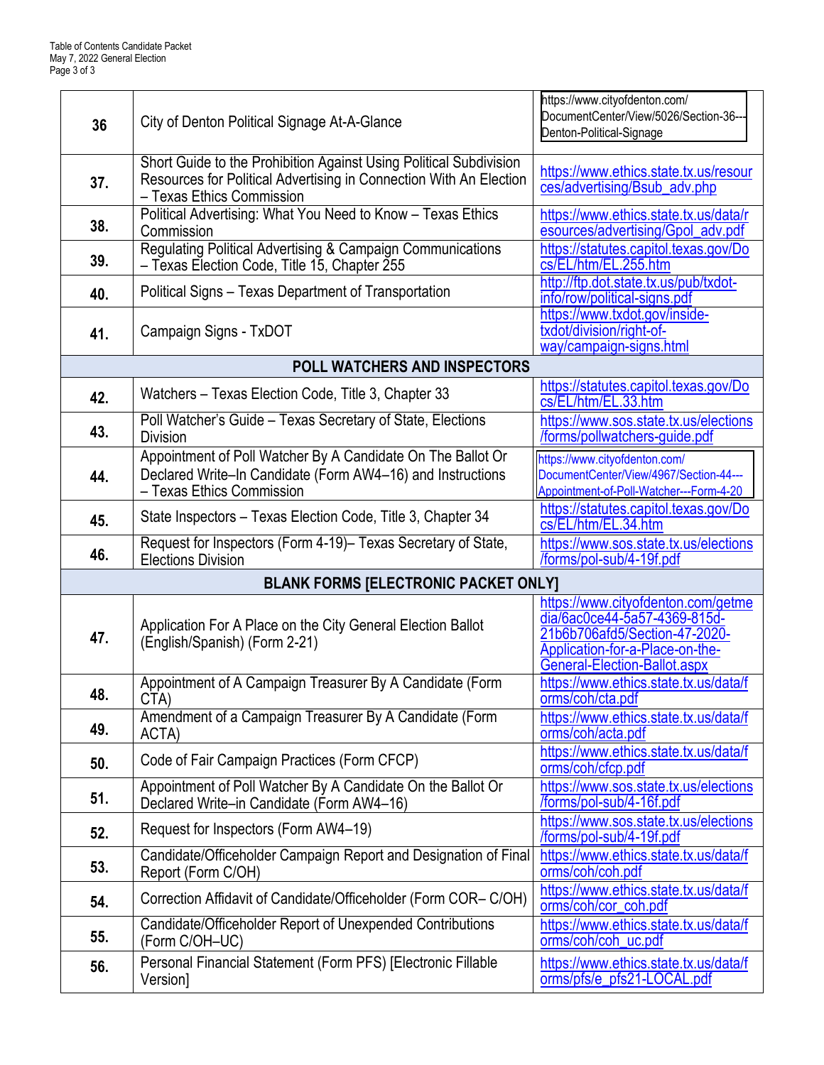| | | |
|---|---|---|
| 36 | City of Denton Political Signage At-A-Glance | https://www.cityofdenton.com/DocumentCenter/View/5026/Section-36---Denton-Political-Signage |
| 37. | Short Guide to the Prohibition Against Using Political Subdivision Resources for Political Advertising in Connection With An Election – Texas Ethics Commission | https://www.ethics.state.tx.us/resources/advertising/Bsub_adv.php |
| 38. | Political Advertising: What You Need to Know – Texas Ethics Commission | https://www.ethics.state.tx.us/data/resources/advertising/Gpol_adv.pdf |
| 39. | Regulating Political Advertising & Campaign Communications – Texas Election Code, Title 15, Chapter 255 | https://statutes.capitol.texas.gov/Docs/EL/htm/EL.255.htm |
| 40. | Political Signs – Texas Department of Transportation | http://ftp.dot.state.tx.us/pub/txdot-info/row/political-signs.pdf |
| 41. | Campaign Signs - TxDOT | https://www.txdot.gov/inside-txdot/division/right-of-way/campaign-signs.html |
| **POLL WATCHERS AND INSPECTORS** | | |
| 42. | Watchers – Texas Election Code, Title 3, Chapter 33 | https://statutes.capitol.texas.gov/Docs/EL/htm/EL.33.htm |
| 43. | Poll Watcher's Guide – Texas Secretary of State, Elections Division | https://www.sos.state.tx.us/elections/forms/pollwatchers-guide.pdf |
| 44. | Appointment of Poll Watcher By A Candidate On The Ballot Or Declared Write–In Candidate (Form AW4–16) and Instructions – Texas Ethics Commission | https://www.cityofdenton.com/DocumentCenter/View/4967/Section-44---Appointment-of-Poll-Watcher---Form-4-20 |
| 45. | State Inspectors – Texas Election Code, Title 3, Chapter 34 | https://statutes.capitol.texas.gov/Docs/EL/htm/EL.34.htm |
| 46. | Request for Inspectors (Form 4-19)– Texas Secretary of State, Elections Division | https://www.sos.state.tx.us/elections/forms/pol-sub/4-19f.pdf |
| **BLANK FORMS [ELECTRONIC PACKET ONLY]** | | |
| 47. | Application For A Place on the City General Election Ballot (English/Spanish) (Form 2-21) | https://www.cityofdenton.com/getmedia/6ac0ce44-5a57-4369-815d-21b6b706afd5/Section-47-2020-Application-for-a-Place-on-the-General-Election-Ballot.aspx |
| 48. | Appointment of A Campaign Treasurer By A Candidate (Form CTA) | https://www.ethics.state.tx.us/data/forms/coh/cta.pdf |
| 49. | Amendment of a Campaign Treasurer By A Candidate (Form ACTA) | https://www.ethics.state.tx.us/data/forms/coh/acta.pdf |
| 50. | Code of Fair Campaign Practices (Form CFCP) | https://www.ethics.state.tx.us/data/forms/coh/cfcp.pdf |
| 51. | Appointment of Poll Watcher By A Candidate On the Ballot Or Declared Write–in Candidate (Form AW4–16) | https://www.sos.state.tx.us/elections/forms/pol-sub/4-16f.pdf |
| 52. | Request for Inspectors (Form AW4–19) | https://www.sos.state.tx.us/elections/forms/pol-sub/4-19f.pdf |
| 53. | Candidate/Officeholder Campaign Report and Designation of Final Report (Form C/OH) | https://www.ethics.state.tx.us/data/forms/coh/coh.pdf |
| 54. | Correction Affidavit of Candidate/Officeholder (Form COR– C/OH) | https://www.ethics.state.tx.us/data/forms/coh/cor_coh.pdf |
| 55. | Candidate/Officeholder Report of Unexpended Contributions (Form C/OH–UC) | https://www.ethics.state.tx.us/data/forms/coh/coh_uc.pdf |
| 56. | Personal Financial Statement (Form PFS) [Electronic Fillable Version] | https://www.ethics.state.tx.us/data/forms/pfs/e_pfs21-LOCAL.pdf |